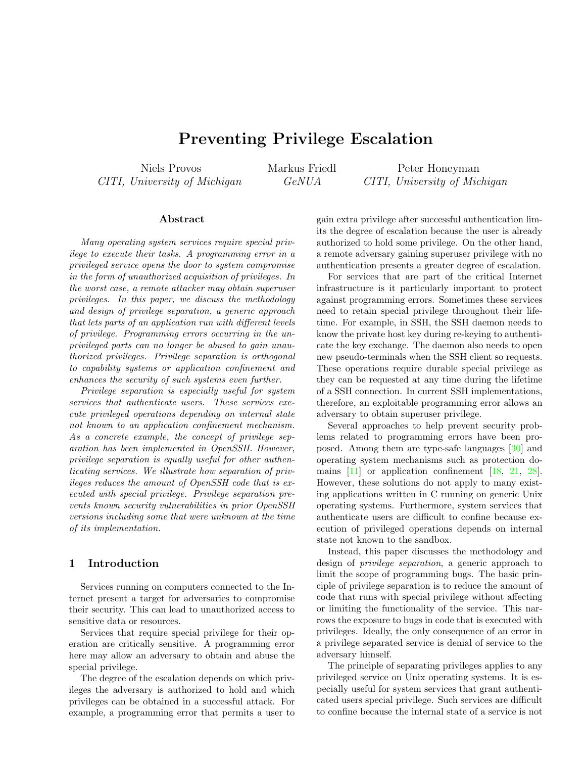# Preventing Privilege Escalation

Niels Provos
*CITI, University of Michigan*

Markus Friedl
*GeNUA*

Peter Honeyman
*CITI, University of Michigan*

## Abstract

*Many operating system services require special privilege to execute their tasks. A programming error in a privileged service opens the door to system compromise in the form of unauthorized acquisition of privileges. In the worst case, a remote attacker may obtain superuser privileges. In this paper, we discuss the methodology and design of privilege separation, a generic approach that lets parts of an application run with different levels of privilege. Programming errors occurring in the unprivileged parts can no longer be abused to gain unauthorized privileges. Privilege separation is orthogonal to capability systems or application confinement and enhances the security of such systems even further.*

*Privilege separation is especially useful for system services that authenticate users. These services execute privileged operations depending on internal state not known to an application confinement mechanism. As a concrete example, the concept of privilege separation has been implemented in OpenSSH. However, privilege separation is equally useful for other authenticating services. We illustrate how separation of privileges reduces the amount of OpenSSH code that is executed with special privilege. Privilege separation prevents known security vulnerabilities in prior OpenSSH versions including some that were unknown at the time of its implementation.*

## 1 Introduction

Services running on computers connected to the Internet present a target for adversaries to compromise their security. This can lead to unauthorized access to sensitive data or resources.

Services that require special privilege for their operation are critically sensitive. A programming error here may allow an adversary to obtain and abuse the special privilege.

The degree of the escalation depends on which privileges the adversary is authorized to hold and which privileges can be obtained in a successful attack. For example, a programming error that permits a user to gain extra privilege after successful authentication limits the degree of escalation because the user is already authorized to hold some privilege. On the other hand, a remote adversary gaining superuser privilege with no authentication presents a greater degree of escalation.

For services that are part of the critical Internet infrastructure is it particularly important to protect against programming errors. Sometimes these services need to retain special privilege throughout their lifetime. For example, in SSH, the SSH daemon needs to know the private host key during re-keying to authenticate the key exchange. The daemon also needs to open new pseudo-terminals when the SSH client so requests. These operations require durable special privilege as they can be requested at any time during the lifetime of a SSH connection. In current SSH implementations, therefore, an exploitable programming error allows an adversary to obtain superuser privilege.

Several approaches to help prevent security problems related to programming errors have been proposed. Among them are type-safe languages [30] and operating system mechanisms such as protection domains [11] or application confinement [18, 21, 28]. However, these solutions do not apply to many existing applications written in C running on generic Unix operating systems. Furthermore, system services that authenticate users are difficult to confine because execution of privileged operations depends on internal state not known to the sandbox.

Instead, this paper discusses the methodology and design of *privilege separation*, a generic approach to limit the scope of programming bugs. The basic principle of privilege separation is to reduce the amount of code that runs with special privilege without affecting or limiting the functionality of the service. This narrows the exposure to bugs in code that is executed with privileges. Ideally, the only consequence of an error in a privilege separated service is denial of service to the adversary himself.

The principle of separating privileges applies to any privileged service on Unix operating systems. It is especially useful for system services that grant authenticated users special privilege. Such services are difficult to confine because the internal state of a service is not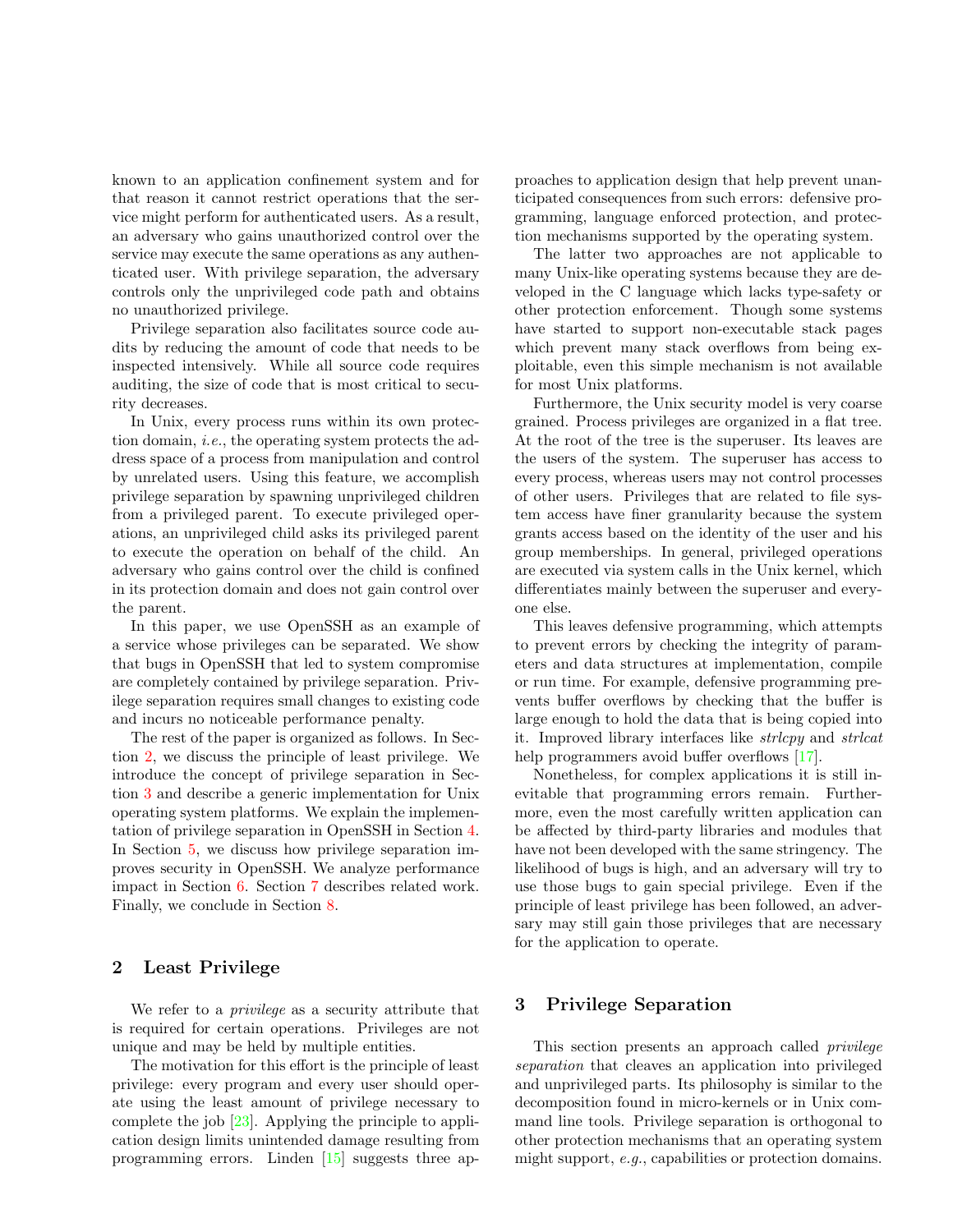known to an application confinement system and for that reason it cannot restrict operations that the service might perform for authenticated users. As a result, an adversary who gains unauthorized control over the service may execute the same operations as any authenticated user. With privilege separation, the adversary controls only the unprivileged code path and obtains no unauthorized privilege.

Privilege separation also facilitates source code audits by reducing the amount of code that needs to be inspected intensively. While all source code requires auditing, the size of code that is most critical to security decreases.

In Unix, every process runs within its own protection domain, *i.e.*, the operating system protects the address space of a process from manipulation and control by unrelated users. Using this feature, we accomplish privilege separation by spawning unprivileged children from a privileged parent. To execute privileged operations, an unprivileged child asks its privileged parent to execute the operation on behalf of the child. An adversary who gains control over the child is confined in its protection domain and does not gain control over the parent.

In this paper, we use OpenSSH as an example of a service whose privileges can be separated. We show that bugs in OpenSSH that led to system compromise are completely contained by privilege separation. Privilege separation requires small changes to existing code and incurs no noticeable performance penalty.

The rest of the paper is organized as follows. In Section 2, we discuss the principle of least privilege. We introduce the concept of privilege separation in Section 3 and describe a generic implementation for Unix operating system platforms. We explain the implementation of privilege separation in OpenSSH in Section 4. In Section 5, we discuss how privilege separation improves security in OpenSSH. We analyze performance impact in Section 6. Section 7 describes related work. Finally, we conclude in Section 8.

## 2 Least Privilege

We refer to a *privilege* as a security attribute that is required for certain operations. Privileges are not unique and may be held by multiple entities.

The motivation for this effort is the principle of least privilege: every program and every user should operate using the least amount of privilege necessary to complete the job [23]. Applying the principle to application design limits unintended damage resulting from programming errors. Linden [15] suggests three approaches to application design that help prevent unanticipated consequences from such errors: defensive programming, language enforced protection, and protection mechanisms supported by the operating system.

The latter two approaches are not applicable to many Unix-like operating systems because they are developed in the C language which lacks type-safety or other protection enforcement. Though some systems have started to support non-executable stack pages which prevent many stack overflows from being exploitable, even this simple mechanism is not available for most Unix platforms.

Furthermore, the Unix security model is very coarse grained. Process privileges are organized in a flat tree. At the root of the tree is the superuser. Its leaves are the users of the system. The superuser has access to every process, whereas users may not control processes of other users. Privileges that are related to file system access have finer granularity because the system grants access based on the identity of the user and his group memberships. In general, privileged operations are executed via system calls in the Unix kernel, which differentiates mainly between the superuser and everyone else.

This leaves defensive programming, which attempts to prevent errors by checking the integrity of parameters and data structures at implementation, compile or run time. For example, defensive programming prevents buffer overflows by checking that the buffer is large enough to hold the data that is being copied into it. Improved library interfaces like *strlcpy* and *strlcat* help programmers avoid buffer overflows [17].

Nonetheless, for complex applications it is still inevitable that programming errors remain. Furthermore, even the most carefully written application can be affected by third-party libraries and modules that have not been developed with the same stringency. The likelihood of bugs is high, and an adversary will try to use those bugs to gain special privilege. Even if the principle of least privilege has been followed, an adversary may still gain those privileges that are necessary for the application to operate.

## 3 Privilege Separation

This section presents an approach called *privilege separation* that cleaves an application into privileged and unprivileged parts. Its philosophy is similar to the decomposition found in micro-kernels or in Unix command line tools. Privilege separation is orthogonal to other protection mechanisms that an operating system might support, *e.g.*, capabilities or protection domains.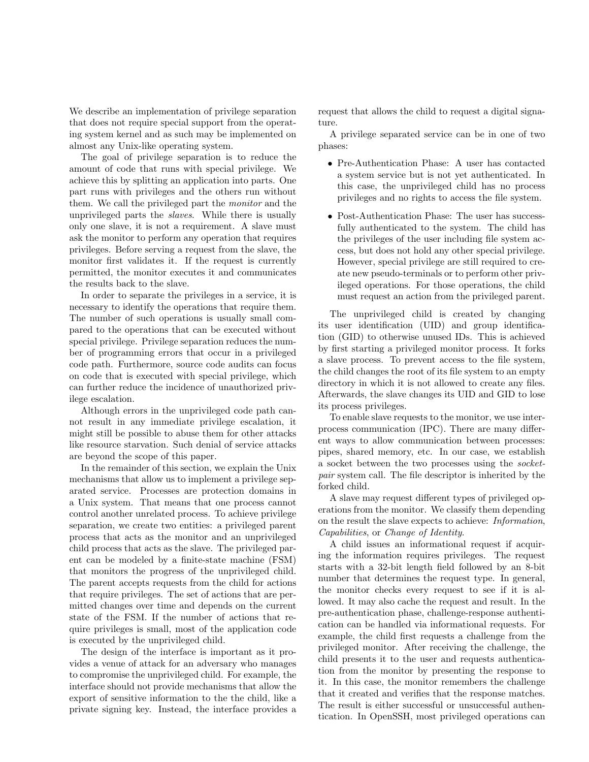We describe an implementation of privilege separation that does not require special support from the operating system kernel and as such may be implemented on almost any Unix-like operating system.

The goal of privilege separation is to reduce the amount of code that runs with special privilege. We achieve this by splitting an application into parts. One part runs with privileges and the others run without them. We call the privileged part the *monitor* and the unprivileged parts the *slaves*. While there is usually only one slave, it is not a requirement. A slave must ask the monitor to perform any operation that requires privileges. Before serving a request from the slave, the monitor first validates it. If the request is currently permitted, the monitor executes it and communicates the results back to the slave.

In order to separate the privileges in a service, it is necessary to identify the operations that require them. The number of such operations is usually small compared to the operations that can be executed without special privilege. Privilege separation reduces the number of programming errors that occur in a privileged code path. Furthermore, source code audits can focus on code that is executed with special privilege, which can further reduce the incidence of unauthorized privilege escalation.

Although errors in the unprivileged code path cannot result in any immediate privilege escalation, it might still be possible to abuse them for other attacks like resource starvation. Such denial of service attacks are beyond the scope of this paper.

In the remainder of this section, we explain the Unix mechanisms that allow us to implement a privilege separated service. Processes are protection domains in a Unix system. That means that one process cannot control another unrelated process. To achieve privilege separation, we create two entities: a privileged parent process that acts as the monitor and an unprivileged child process that acts as the slave. The privileged parent can be modeled by a finite-state machine (FSM) that monitors the progress of the unprivileged child. The parent accepts requests from the child for actions that require privileges. The set of actions that are permitted changes over time and depends on the current state of the FSM. If the number of actions that require privileges is small, most of the application code is executed by the unprivileged child.

The design of the interface is important as it provides a venue of attack for an adversary who manages to compromise the unprivileged child. For example, the interface should not provide mechanisms that allow the export of sensitive information to the the child, like a private signing key. Instead, the interface provides a request that allows the child to request a digital signature.

A privilege separated service can be in one of two phases:

- Pre-Authentication Phase: A user has contacted a system service but is not yet authenticated. In this case, the unprivileged child has no process privileges and no rights to access the file system.
- Post-Authentication Phase: The user has successfully authenticated to the system. The child has the privileges of the user including file system access, but does not hold any other special privilege. However, special privilege are still required to create new pseudo-terminals or to perform other privileged operations. For those operations, the child must request an action from the privileged parent.

The unprivileged child is created by changing its user identification (UID) and group identification (GID) to otherwise unused IDs. This is achieved by first starting a privileged monitor process. It forks a slave process. To prevent access to the file system, the child changes the root of its file system to an empty directory in which it is not allowed to create any files. Afterwards, the slave changes its UID and GID to lose its process privileges.

To enable slave requests to the monitor, we use interprocess communication (IPC). There are many different ways to allow communication between processes: pipes, shared memory, etc. In our case, we establish a socket between the two processes using the *socketpair* system call. The file descriptor is inherited by the forked child.

A slave may request different types of privileged operations from the monitor. We classify them depending on the result the slave expects to achieve: *Information*, *Capabilities*, or *Change of Identity*.

A child issues an informational request if acquiring the information requires privileges. The request starts with a 32-bit length field followed by an 8-bit number that determines the request type. In general, the monitor checks every request to see if it is allowed. It may also cache the request and result. In the pre-authentication phase, challenge-response authentication can be handled via informational requests. For example, the child first requests a challenge from the privileged monitor. After receiving the challenge, the child presents it to the user and requests authentication from the monitor by presenting the response to it. In this case, the monitor remembers the challenge that it created and verifies that the response matches. The result is either successful or unsuccessful authentication. In OpenSSH, most privileged operations can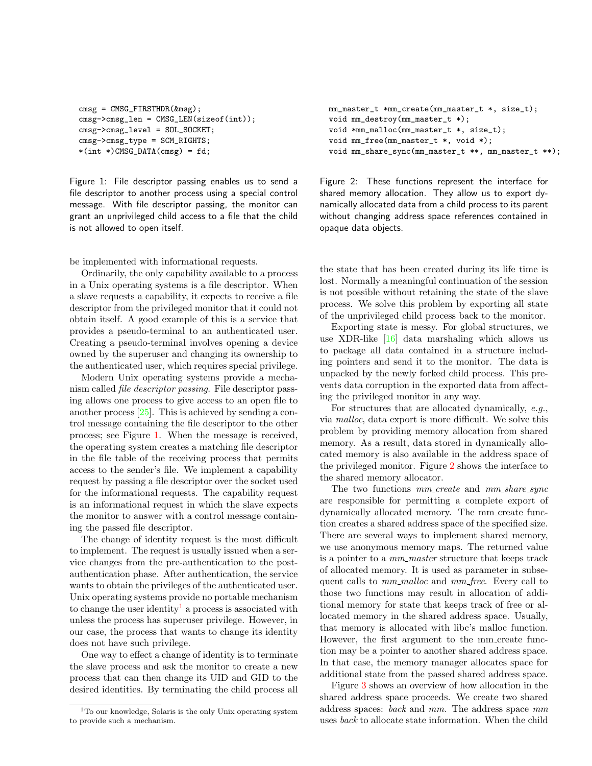```
cmsg = CMSG_FIRSTHDR(&msg);
cmsg->cmsg_len = CMSG_LEN(sizeof(int));
cmsg->cmsg_level = SOL_SOCKET;
cmsg->cmsg_type = SCM_RIGHTS;
*(int *)CMSG_DATA(cmsg) = fd;
```

Figure 1: File descriptor passing enables us to send a file descriptor to another process using a special control message. With file descriptor passing, the monitor can grant an unprivileged child access to a file that the child is not allowed to open itself.

```
mm_master_t *mm_create(mm_master_t *, size_t);
void mm_destroy(mm_master_t *);
void *mm_malloc(mm_master_t *, size_t);
void mm_free(mm_master_t *, void *);
void mm_share_sync(mm_master_t **, mm_master_t **);
```

Figure 2: These functions represent the interface for shared memory allocation. They allow us to export dynamically allocated data from a child process to its parent without changing address space references contained in opaque data objects.

be implemented with informational requests.

Ordinarily, the only capability available to a process in a Unix operating systems is a file descriptor. When a slave requests a capability, it expects to receive a file descriptor from the privileged monitor that it could not obtain itself. A good example of this is a service that provides a pseudo-terminal to an authenticated user. Creating a pseudo-terminal involves opening a device owned by the superuser and changing its ownership to the authenticated user, which requires special privilege.

Modern Unix operating systems provide a mechanism called *file descriptor passing*. File descriptor passing allows one process to give access to an open file to another process [25]. This is achieved by sending a control message containing the file descriptor to the other process; see Figure 1. When the message is received, the operating system creates a matching file descriptor in the file table of the receiving process that permits access to the sender's file. We implement a capability request by passing a file descriptor over the socket used for the informational requests. The capability request is an informational request in which the slave expects the monitor to answer with a control message containing the passed file descriptor.

The change of identity request is the most difficult to implement. The request is usually issued when a service changes from the pre-authentication to the post-authentication phase. After authentication, the service wants to obtain the privileges of the authenticated user. Unix operating systems provide no portable mechanism to change the user identity[1] a process is associated with unless the process has superuser privilege. However, in our case, the process that wants to change its identity does not have such privilege.

One way to effect a change of identity is to terminate the slave process and ask the monitor to create a new process that can then change its UID and GID to the desired identities. By terminating the child process all the state that has been created during its life time is lost. Normally a meaningful continuation of the session is not possible without retaining the state of the slave process. We solve this problem by exporting all state of the unprivileged child process back to the monitor.

Exporting state is messy. For global structures, we use XDR-like [16] data marshaling which allows us to package all data contained in a structure including pointers and send it to the monitor. The data is unpacked by the newly forked child process. This prevents data corruption in the exported data from affecting the privileged monitor in any way.

For structures that are allocated dynamically, *e.g.*, via *malloc*, data export is more difficult. We solve this problem by providing memory allocation from shared memory. As a result, data stored in dynamically allocated memory is also available in the address space of the privileged monitor. Figure 2 shows the interface to the shared memory allocator.

The two functions *mm_create* and *mm_share_sync* are responsible for permitting a complete export of dynamically allocated memory. The mm_create function creates a shared address space of the specified size. There are several ways to implement shared memory, we use anonymous memory maps. The returned value is a pointer to a *mm_master* structure that keeps track of allocated memory. It is used as parameter in subsequent calls to *mm_malloc* and *mm_free*. Every call to those two functions may result in allocation of additional memory for state that keeps track of free or allocated memory in the shared address space. Usually, that memory is allocated with libc's malloc function. However, the first argument to the mm_create function may be a pointer to another shared address space. In that case, the memory manager allocates space for additional state from the passed shared address space.

Figure 3 shows an overview of how allocation in the shared address space proceeds. We create two shared address spaces: *back* and *mm*. The address space *mm* uses *back* to allocate state information. When the child

[1] To our knowledge, Solaris is the only Unix operating system to provide such a mechanism.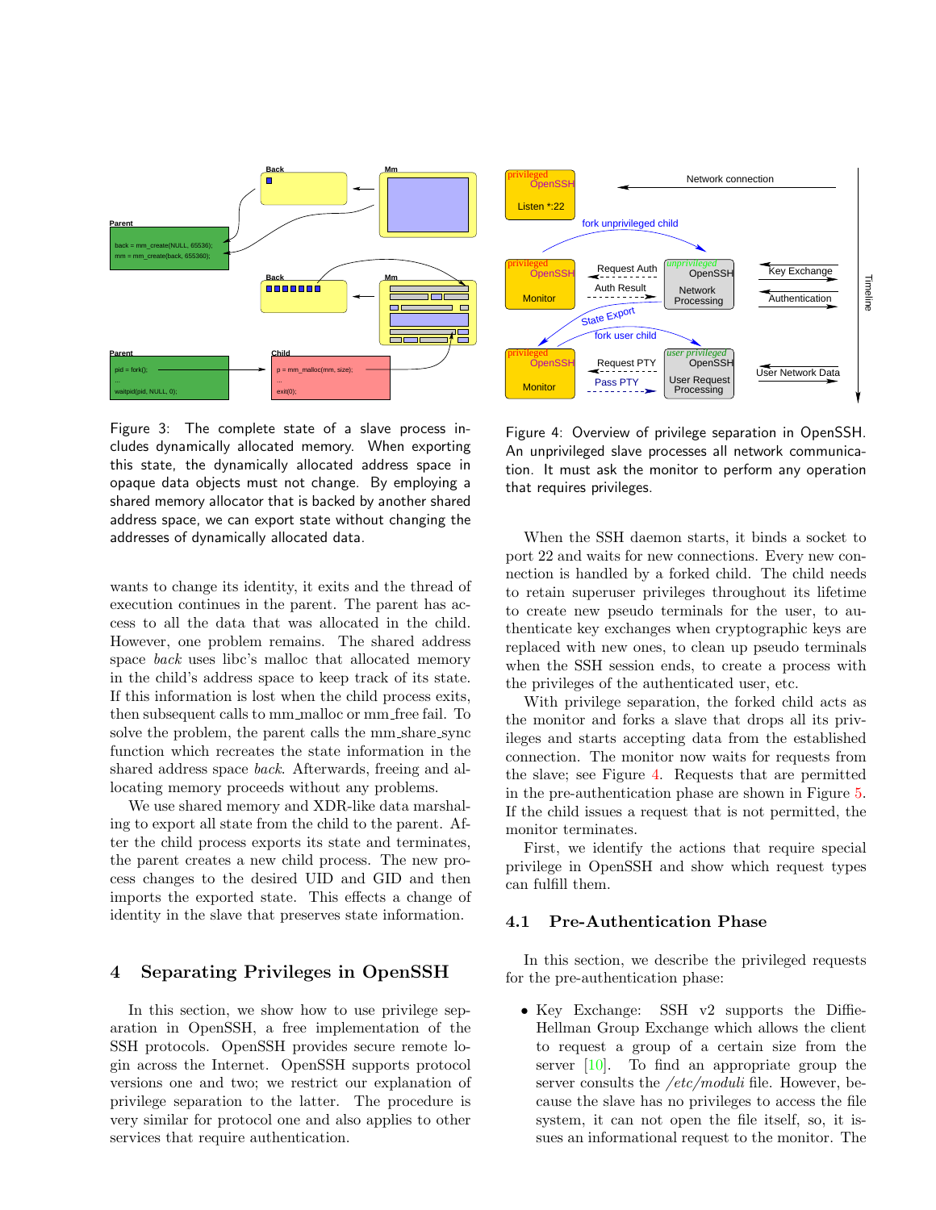Figure 3: The complete state of a slave process includes dynamically allocated memory. When exporting this state, the dynamically allocated address space in opaque data objects must not change. By employing a shared memory allocator that is backed by another shared address space, we can export state without changing the addresses of dynamically allocated data.

Figure 4: Overview of privilege separation in OpenSSH. An unprivileged slave processes all network communication. It must ask the monitor to perform any operation that requires privileges.

wants to change its identity, it exits and the thread of execution continues in the parent. The parent has access to all the data that was allocated in the child. However, one problem remains. The shared address space *back* uses libc's malloc that allocated memory in the child's address space to keep track of its state. If this information is lost when the child process exits, then subsequent calls to mm_malloc or mm_free fail. To solve the problem, the parent calls the mm_share_sync function which recreates the state information in the shared address space *back*. Afterwards, freeing and allocating memory proceeds without any problems.

We use shared memory and XDR-like data marshaling to export all state from the child to the parent. After the child process exports its state and terminates, the parent creates a new child process. The new process changes to the desired UID and GID and then imports the exported state. This effects a change of identity in the slave that preserves state information.

# 4 Separating Privileges in OpenSSH

In this section, we show how to use privilege separation in OpenSSH, a free implementation of the SSH protocols. OpenSSH provides secure remote login across the Internet. OpenSSH supports protocol versions one and two; we restrict our explanation of privilege separation to the latter. The procedure is very similar for protocol one and also applies to other services that require authentication.

When the SSH daemon starts, it binds a socket to port 22 and waits for new connections. Every new connection is handled by a forked child. The child needs to retain superuser privileges throughout its lifetime to create new pseudo terminals for the user, to authenticate key exchanges when cryptographic keys are replaced with new ones, to clean up pseudo terminals when the SSH session ends, to create a process with the privileges of the authenticated user, etc.

With privilege separation, the forked child acts as the monitor and forks a slave that drops all its privileges and starts accepting data from the established connection. The monitor now waits for requests from the slave; see Figure 4. Requests that are permitted in the pre-authentication phase are shown in Figure 5. If the child issues a request that is not permitted, the monitor terminates.

First, we identify the actions that require special privilege in OpenSSH and show which request types can fulfill them.

## 4.1 Pre-Authentication Phase

In this section, we describe the privileged requests for the pre-authentication phase:

- Key Exchange: SSH v2 supports the Diffie-Hellman Group Exchange which allows the client to request a group of a certain size from the server [10]. To find an appropriate group the server consults the */etc/moduli* file. However, because the slave has no privileges to access the file system, it can not open the file itself, so, it issues an informational request to the monitor. The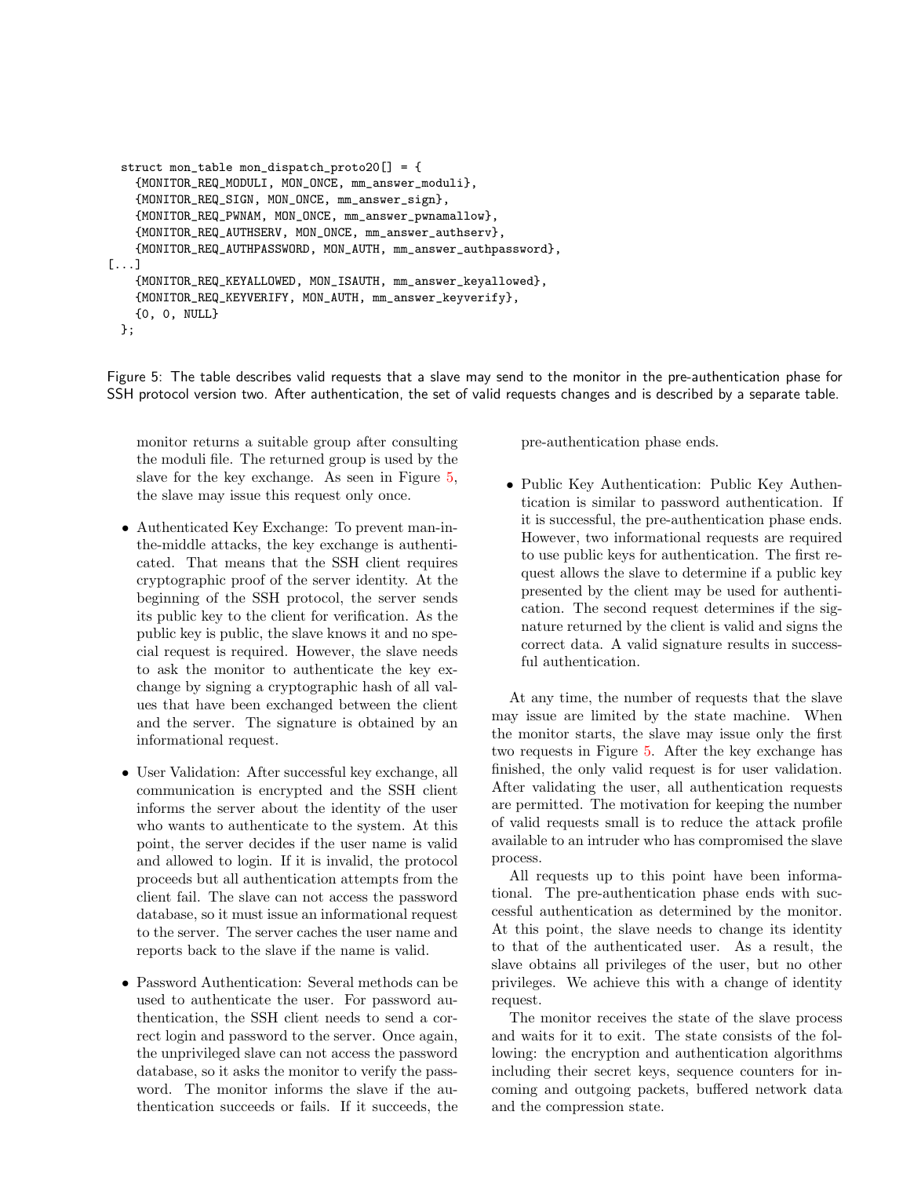```
  struct mon_table mon_dispatch_proto20[] = {
    {MONITOR_REQ_MODULI, MON_ONCE, mm_answer_moduli},
    {MONITOR_REQ_SIGN, MON_ONCE, mm_answer_sign},
    {MONITOR_REQ_PWNAM, MON_ONCE, mm_answer_pwnamallow},
    {MONITOR_REQ_AUTHSERV, MON_ONCE, mm_answer_authserv},
    {MONITOR_REQ_AUTHPASSWORD, MON_AUTH, mm_answer_authpassword},
[...]
    {MONITOR_REQ_KEYALLOWED, MON_ISAUTH, mm_answer_keyallowed},
    {MONITOR_REQ_KEYVERIFY, MON_AUTH, mm_answer_keyverify},
    {0, 0, NULL}
  };
```

Figure 5: The table describes valid requests that a slave may send to the monitor in the pre-authentication phase for SSH protocol version two. After authentication, the set of valid requests changes and is described by a separate table.

monitor returns a suitable group after consulting the moduli file. The returned group is used by the slave for the key exchange. As seen in Figure 5, the slave may issue this request only once.

- Authenticated Key Exchange: To prevent man-in-the-middle attacks, the key exchange is authenticated. That means that the SSH client requires cryptographic proof of the server identity. At the beginning of the SSH protocol, the server sends its public key to the client for verification. As the public key is public, the slave knows it and no special request is required. However, the slave needs to ask the monitor to authenticate the key exchange by signing a cryptographic hash of all values that have been exchanged between the client and the server. The signature is obtained by an informational request.

- User Validation: After successful key exchange, all communication is encrypted and the SSH client informs the server about the identity of the user who wants to authenticate to the system. At this point, the server decides if the user name is valid and allowed to login. If it is invalid, the protocol proceeds but all authentication attempts from the client fail. The slave can not access the password database, so it must issue an informational request to the server. The server caches the user name and reports back to the slave if the name is valid.

- Password Authentication: Several methods can be used to authenticate the user. For password authentication, the SSH client needs to send a correct login and password to the server. Once again, the unprivileged slave can not access the password database, so it asks the monitor to verify the password. The monitor informs the slave if the authentication succeeds or fails. If it succeeds, the pre-authentication phase ends.

- Public Key Authentication: Public Key Authentication is similar to password authentication. If it is successful, the pre-authentication phase ends. However, two informational requests are required to use public keys for authentication. The first request allows the slave to determine if a public key presented by the client may be used for authentication. The second request determines if the signature returned by the client is valid and signs the correct data. A valid signature results in successful authentication.

At any time, the number of requests that the slave may issue are limited by the state machine. When the monitor starts, the slave may issue only the first two requests in Figure 5. After the key exchange has finished, the only valid request is for user validation. After validating the user, all authentication requests are permitted. The motivation for keeping the number of valid requests small is to reduce the attack profile available to an intruder who has compromised the slave process.

All requests up to this point have been informational. The pre-authentication phase ends with successful authentication as determined by the monitor. At this point, the slave needs to change its identity to that of the authenticated user. As a result, the slave obtains all privileges of the user, but no other privileges. We achieve this with a change of identity request.

The monitor receives the state of the slave process and waits for it to exit. The state consists of the following: the encryption and authentication algorithms including their secret keys, sequence counters for incoming and outgoing packets, buffered network data and the compression state.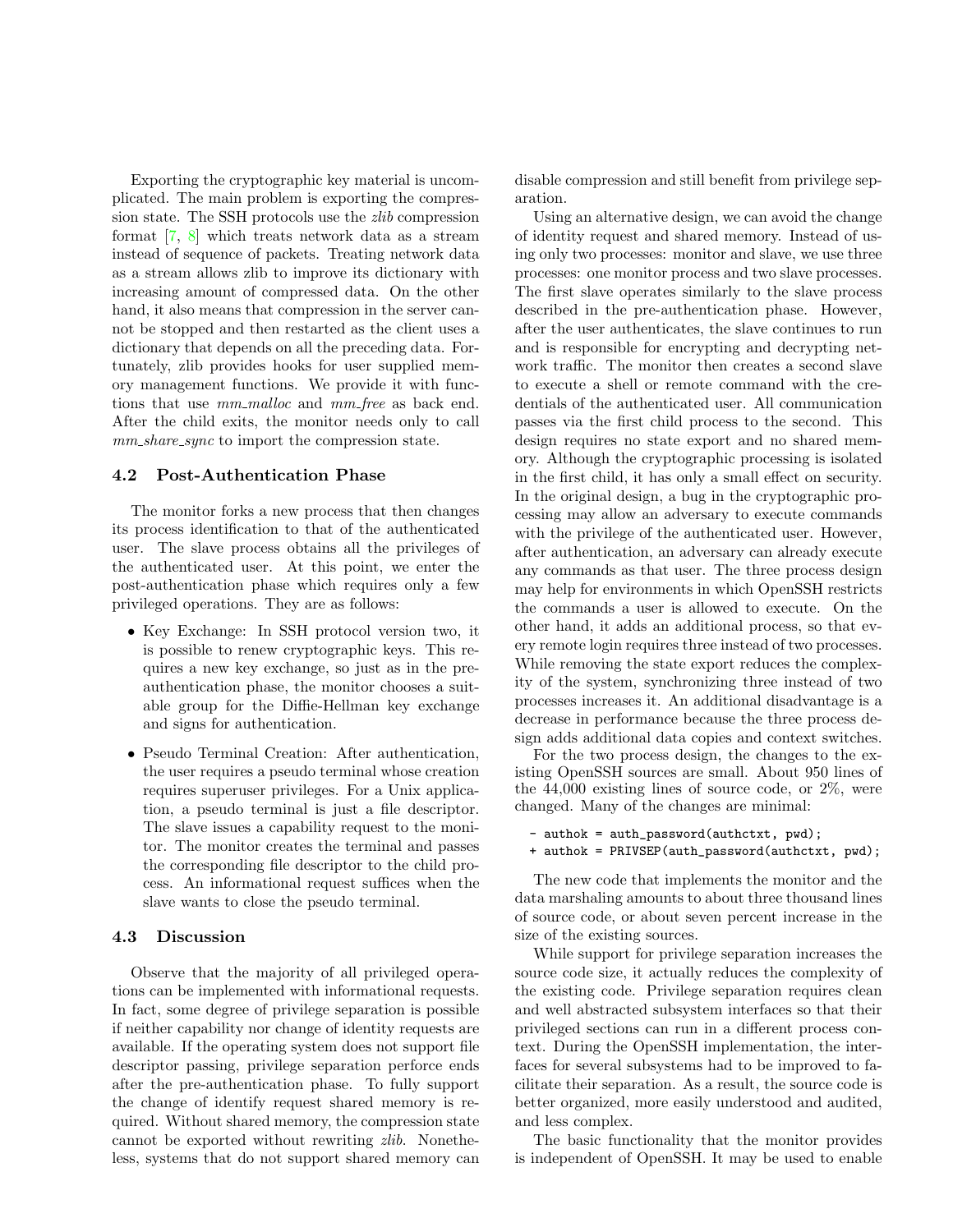Exporting the cryptographic key material is uncomplicated. The main problem is exporting the compression state. The SSH protocols use the *zlib* compression format [7, 8] which treats network data as a stream instead of sequence of packets. Treating network data as a stream allows zlib to improve its dictionary with increasing amount of compressed data. On the other hand, it also means that compression in the server cannot be stopped and then restarted as the client uses a dictionary that depends on all the preceding data. Fortunately, zlib provides hooks for user supplied memory management functions. We provide it with functions that use *mm_malloc* and *mm_free* as back end. After the child exits, the monitor needs only to call *mm_share_sync* to import the compression state.

### 4.2 Post-Authentication Phase

The monitor forks a new process that then changes its process identification to that of the authenticated user. The slave process obtains all the privileges of the authenticated user. At this point, we enter the post-authentication phase which requires only a few privileged operations. They are as follows:

- Key Exchange: In SSH protocol version two, it is possible to renew cryptographic keys. This requires a new key exchange, so just as in the pre-authentication phase, the monitor chooses a suitable group for the Diffie-Hellman key exchange and signs for authentication.
- Pseudo Terminal Creation: After authentication, the user requires a pseudo terminal whose creation requires superuser privileges. For a Unix application, a pseudo terminal is just a file descriptor. The slave issues a capability request to the monitor. The monitor creates the terminal and passes the corresponding file descriptor to the child process. An informational request suffices when the slave wants to close the pseudo terminal.

### 4.3 Discussion

Observe that the majority of all privileged operations can be implemented with informational requests. In fact, some degree of privilege separation is possible if neither capability nor change of identity requests are available. If the operating system does not support file descriptor passing, privilege separation perforce ends after the pre-authentication phase. To fully support the change of identify request shared memory is required. Without shared memory, the compression state cannot be exported without rewriting *zlib*. Nonetheless, systems that do not support shared memory can disable compression and still benefit from privilege separation.

Using an alternative design, we can avoid the change of identity request and shared memory. Instead of using only two processes: monitor and slave, we use three processes: one monitor process and two slave processes. The first slave operates similarly to the slave process described in the pre-authentication phase. However, after the user authenticates, the slave continues to run and is responsible for encrypting and decrypting network traffic. The monitor then creates a second slave to execute a shell or remote command with the credentials of the authenticated user. All communication passes via the first child process to the second. This design requires no state export and no shared memory. Although the cryptographic processing is isolated in the first child, it has only a small effect on security. In the original design, a bug in the cryptographic processing may allow an adversary to execute commands with the privilege of the authenticated user. However, after authentication, an adversary can already execute any commands as that user. The three process design may help for environments in which OpenSSH restricts the commands a user is allowed to execute. On the other hand, it adds an additional process, so that every remote login requires three instead of two processes. While removing the state export reduces the complexity of the system, synchronizing three instead of two processes increases it. An additional disadvantage is a decrease in performance because the three process design adds additional data copies and context switches.

For the two process design, the changes to the existing OpenSSH sources are small. About 950 lines of the 44,000 existing lines of source code, or 2%, were changed. Many of the changes are minimal:

```
- authok = auth_password(authctxt, pwd);
+ authok = PRIVSEP(auth_password(authctxt, pwd);
```

The new code that implements the monitor and the data marshaling amounts to about three thousand lines of source code, or about seven percent increase in the size of the existing sources.

While support for privilege separation increases the source code size, it actually reduces the complexity of the existing code. Privilege separation requires clean and well abstracted subsystem interfaces so that their privileged sections can run in a different process context. During the OpenSSH implementation, the interfaces for several subsystems had to be improved to facilitate their separation. As a result, the source code is better organized, more easily understood and audited, and less complex.

The basic functionality that the monitor provides is independent of OpenSSH. It may be used to enable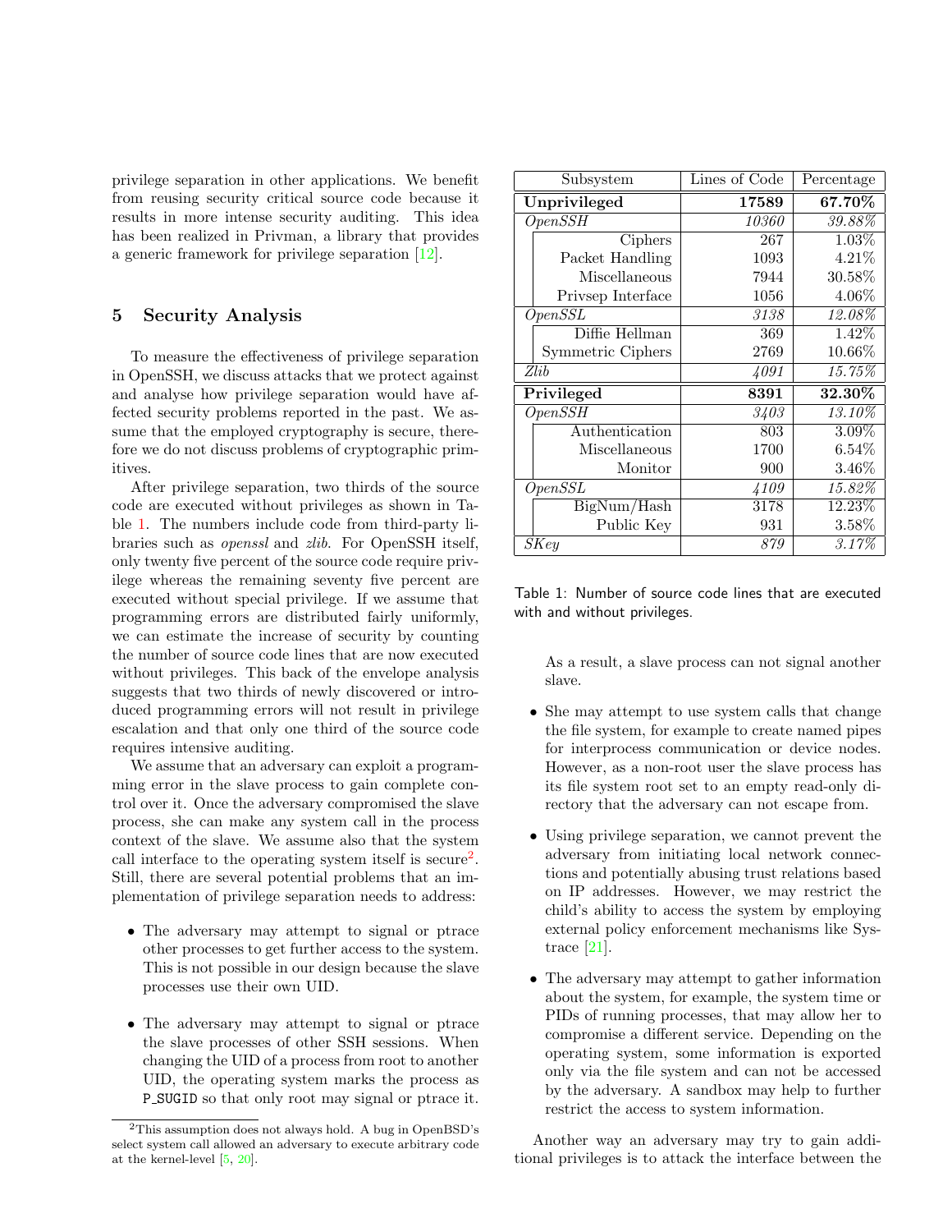privilege separation in other applications. We benefit from reusing security critical source code because it results in more intense security auditing. This idea has been realized in Privman, a library that provides a generic framework for privilege separation [12].

## 5 Security Analysis

To measure the effectiveness of privilege separation in OpenSSH, we discuss attacks that we protect against and analyse how privilege separation would have affected security problems reported in the past. We assume that the employed cryptography is secure, therefore we do not discuss problems of cryptographic primitives.

After privilege separation, two thirds of the source code are executed without privileges as shown in Table 1. The numbers include code from third-party libraries such as *openssl* and *zlib*. For OpenSSH itself, only twenty five percent of the source code require privilege whereas the remaining seventy five percent are executed without special privilege. If we assume that programming errors are distributed fairly uniformly, we can estimate the increase of security by counting the number of source code lines that are now executed without privileges. This back of the envelope analysis suggests that two thirds of newly discovered or introduced programming errors will not result in privilege escalation and that only one third of the source code requires intensive auditing.

We assume that an adversary can exploit a programming error in the slave process to gain complete control over it. Once the adversary compromised the slave process, she can make any system call in the process context of the slave. We assume also that the system call interface to the operating system itself is secure[2]. Still, there are several potential problems that an implementation of privilege separation needs to address:

- The adversary may attempt to signal or ptrace other processes to get further access to the system. This is not possible in our design because the slave processes use their own UID.
- The adversary may attempt to signal or ptrace the slave processes of other SSH sessions. When changing the UID of a process from root to another UID, the operating system marks the process as `P_SUGID` so that only root may signal or ptrace it. As a result, a slave process can not signal another slave.
- She may attempt to use system calls that change the file system, for example to create named pipes for interprocess communication or device nodes. However, as a non-root user the slave process has its file system root set to an empty read-only directory that the adversary can not escape from.
- Using privilege separation, we cannot prevent the adversary from initiating local network connections and potentially abusing trust relations based on IP addresses. However, we may restrict the child's ability to access the system by employing external policy enforcement mechanisms like Systrace [21].
- The adversary may attempt to gather information about the system, for example, the system time or PIDs of running processes, that may allow her to compromise a different service. Depending on the operating system, some information is exported only via the file system and can not be accessed by the adversary. A sandbox may help to further restrict the access to system information.

Another way an adversary may try to gain additional privileges is to attack the interface between the

| Subsystem | Lines of Code | Percentage |
|---|---|---|
| **Unprivileged** | **17589** | **67.70%** |
| *OpenSSH* | *10360* | *39.88%* |
| Ciphers | 267 | 1.03% |
| Packet Handling | 1093 | 4.21% |
| Miscellaneous | 7944 | 30.58% |
| Privsep Interface | 1056 | 4.06% |
| *OpenSSL* | *3138* | *12.08%* |
| Diffie Hellman | 369 | 1.42% |
| Symmetric Ciphers | 2769 | 10.66% |
| *Zlib* | *4091* | *15.75%* |
| **Privileged** | **8391** | **32.30%** |
| *OpenSSH* | *3403* | *13.10%* |
| Authentication | 803 | 3.09% |
| Miscellaneous | 1700 | 6.54% |
| Monitor | 900 | 3.46% |
| *OpenSSL* | *4109* | *15.82%* |
| BigNum/Hash | 3178 | 12.23% |
| Public Key | 931 | 3.58% |
| *SKey* | *879* | *3.17%* |

Table 1: Number of source code lines that are executed with and without privileges.

[2] This assumption does not always hold. A bug in OpenBSD's select system call allowed an adversary to execute arbitrary code at the kernel-level [5, 20].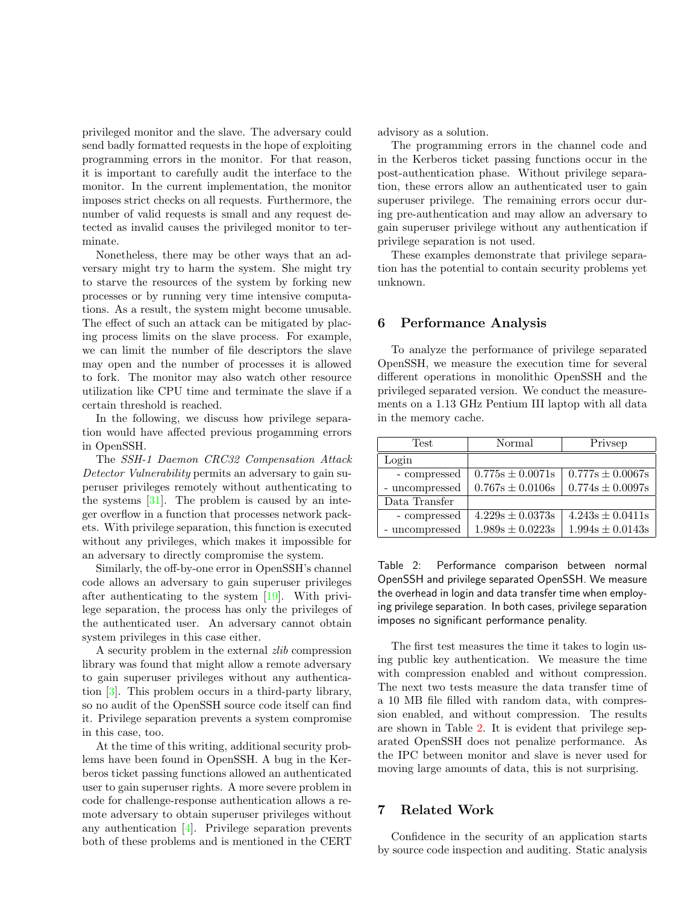privileged monitor and the slave. The adversary could send badly formatted requests in the hope of exploiting programming errors in the monitor. For that reason, it is important to carefully audit the interface to the monitor. In the current implementation, the monitor imposes strict checks on all requests. Furthermore, the number of valid requests is small and any request detected as invalid causes the privileged monitor to terminate.

Nonetheless, there may be other ways that an adversary might try to harm the system. She might try to starve the resources of the system by forking new processes or by running very time intensive computations. As a result, the system might become unusable. The effect of such an attack can be mitigated by placing process limits on the slave process. For example, we can limit the number of file descriptors the slave may open and the number of processes it is allowed to fork. The monitor may also watch other resource utilization like CPU time and terminate the slave if a certain threshold is reached.

In the following, we discuss how privilege separation would have affected previous progamming errors in OpenSSH.

The *SSH-1 Daemon CRC32 Compensation Attack Detector Vulnerability* permits an adversary to gain superuser privileges remotely without authenticating to the systems [31]. The problem is caused by an integer overflow in a function that processes network packets. With privilege separation, this function is executed without any privileges, which makes it impossible for an adversary to directly compromise the system.

Similarly, the off-by-one error in OpenSSH's channel code allows an adversary to gain superuser privileges after authenticating to the system [19]. With privilege separation, the process has only the privileges of the authenticated user. An adversary cannot obtain system privileges in this case either.

A security problem in the external *zlib* compression library was found that might allow a remote adversary to gain superuser privileges without any authentication [3]. This problem occurs in a third-party library, so no audit of the OpenSSH source code itself can find it. Privilege separation prevents a system compromise in this case, too.

At the time of this writing, additional security problems have been found in OpenSSH. A bug in the Kerberos ticket passing functions allowed an authenticated user to gain superuser rights. A more severe problem in code for challenge-response authentication allows a remote adversary to obtain superuser privileges without any authentication [4]. Privilege separation prevents both of these problems and is mentioned in the CERT advisory as a solution.

The programming errors in the channel code and in the Kerberos ticket passing functions occur in the post-authentication phase. Without privilege separation, these errors allow an authenticated user to gain superuser privilege. The remaining errors occur during pre-authentication and may allow an adversary to gain superuser privilege without any authentication if privilege separation is not used.

These examples demonstrate that privilege separation has the potential to contain security problems yet unknown.

## 6 Performance Analysis

To analyze the performance of privilege separated OpenSSH, we measure the execution time for several different operations in monolithic OpenSSH and the privileged separated version. We conduct the measurements on a 1.13 GHz Pentium III laptop with all data in the memory cache.

| Test | Normal | Privsep |
|---|---|---|
| Login | | |
| - compressed | $0.775s \pm 0.0071s$ | $0.777s \pm 0.0067s$ |
| - uncompressed | $0.767s \pm 0.0106s$ | $0.774s \pm 0.0097s$ |
| Data Transfer | | |
| - compressed | $4.229s \pm 0.0373s$ | $4.243s \pm 0.0411s$ |
| - uncompressed | $1.989s \pm 0.0223s$ | $1.994s \pm 0.0143s$ |

Table 2: Performance comparison between normal OpenSSH and privilege separated OpenSSH. We measure the overhead in login and data transfer time when employing privilege separation. In both cases, privilege separation imposes no significant performance penality.

The first test measures the time it takes to login using public key authentication. We measure the time with compression enabled and without compression. The next two tests measure the data transfer time of a 10 MB file filled with random data, with compression enabled, and without compression. The results are shown in Table 2. It is evident that privilege separated OpenSSH does not penalize performance. As the IPC between monitor and slave is never used for moving large amounts of data, this is not surprising.

## 7 Related Work

Confidence in the security of an application starts by source code inspection and auditing. Static analysis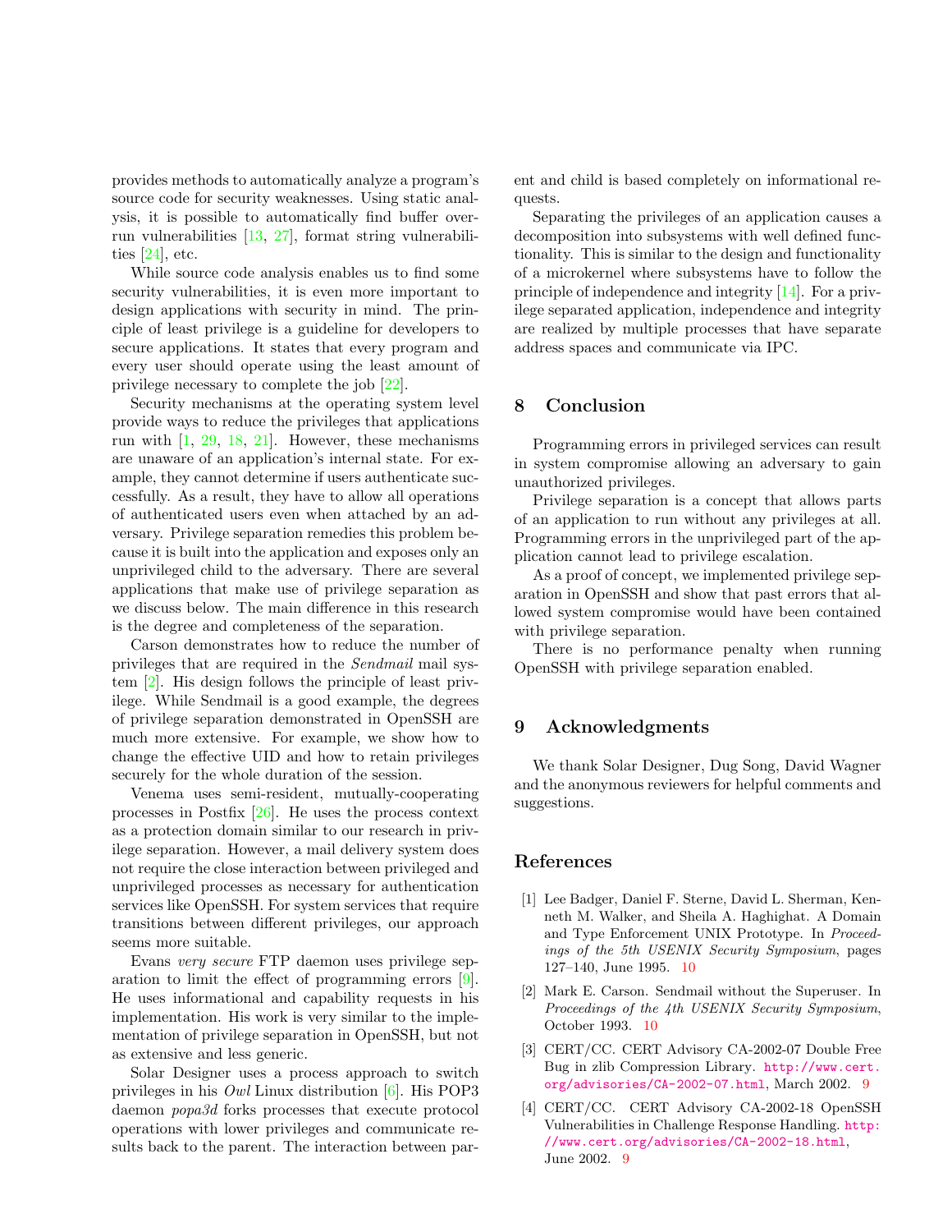provides methods to automatically analyze a program's source code for security weaknesses. Using static analysis, it is possible to automatically find buffer overrun vulnerabilities [13, 27], format string vulnerabilities [24], etc.

While source code analysis enables us to find some security vulnerabilities, it is even more important to design applications with security in mind. The principle of least privilege is a guideline for developers to secure applications. It states that every program and every user should operate using the least amount of privilege necessary to complete the job [22].

Security mechanisms at the operating system level provide ways to reduce the privileges that applications run with [1, 29, 18, 21]. However, these mechanisms are unaware of an application's internal state. For example, they cannot determine if users authenticate successfully. As a result, they have to allow all operations of authenticated users even when attached by an adversary. Privilege separation remedies this problem because it is built into the application and exposes only an unprivileged child to the adversary. There are several applications that make use of privilege separation as we discuss below. The main difference in this research is the degree and completeness of the separation.

Carson demonstrates how to reduce the number of privileges that are required in the *Sendmail* mail system [2]. His design follows the principle of least privilege. While Sendmail is a good example, the degrees of privilege separation demonstrated in OpenSSH are much more extensive. For example, we show how to change the effective UID and how to retain privileges securely for the whole duration of the session.

Venema uses semi-resident, mutually-cooperating processes in Postfix [26]. He uses the process context as a protection domain similar to our research in privilege separation. However, a mail delivery system does not require the close interaction between privileged and unprivileged processes as necessary for authentication services like OpenSSH. For system services that require transitions between different privileges, our approach seems more suitable.

Evans *very secure* FTP daemon uses privilege separation to limit the effect of programming errors [9]. He uses informational and capability requests in his implementation. His work is very similar to the implementation of privilege separation in OpenSSH, but not as extensive and less generic.

Solar Designer uses a process approach to switch privileges in his *Owl* Linux distribution [6]. His POP3 daemon *popa3d* forks processes that execute protocol operations with lower privileges and communicate results back to the parent. The interaction between parent and child is based completely on informational requests.

Separating the privileges of an application causes a decomposition into subsystems with well defined functionality. This is similar to the design and functionality of a microkernel where subsystems have to follow the principle of independence and integrity [14]. For a privilege separated application, independence and integrity are realized by multiple processes that have separate address spaces and communicate via IPC.

## 8 Conclusion

Programming errors in privileged services can result in system compromise allowing an adversary to gain unauthorized privileges.

Privilege separation is a concept that allows parts of an application to run without any privileges at all. Programming errors in the unprivileged part of the application cannot lead to privilege escalation.

As a proof of concept, we implemented privilege separation in OpenSSH and show that past errors that allowed system compromise would have been contained with privilege separation.

There is no performance penalty when running OpenSSH with privilege separation enabled.

## 9 Acknowledgments

We thank Solar Designer, Dug Song, David Wagner and the anonymous reviewers for helpful comments and suggestions.

## References

[1] Lee Badger, Daniel F. Sterne, David L. Sherman, Kenneth M. Walker, and Sheila A. Haghighat. A Domain and Type Enforcement UNIX Prototype. In *Proceedings of the 5th USENIX Security Symposium*, pages 127–140, June 1995. 10

[2] Mark E. Carson. Sendmail without the Superuser. In *Proceedings of the 4th USENIX Security Symposium*, October 1993. 10

[3] CERT/CC. CERT Advisory CA-2002-07 Double Free Bug in zlib Compression Library. http://www.cert.org/advisories/CA-2002-07.html, March 2002. 9

[4] CERT/CC. CERT Advisory CA-2002-18 OpenSSH Vulnerabilities in Challenge Response Handling. http://www.cert.org/advisories/CA-2002-18.html, June 2002. 9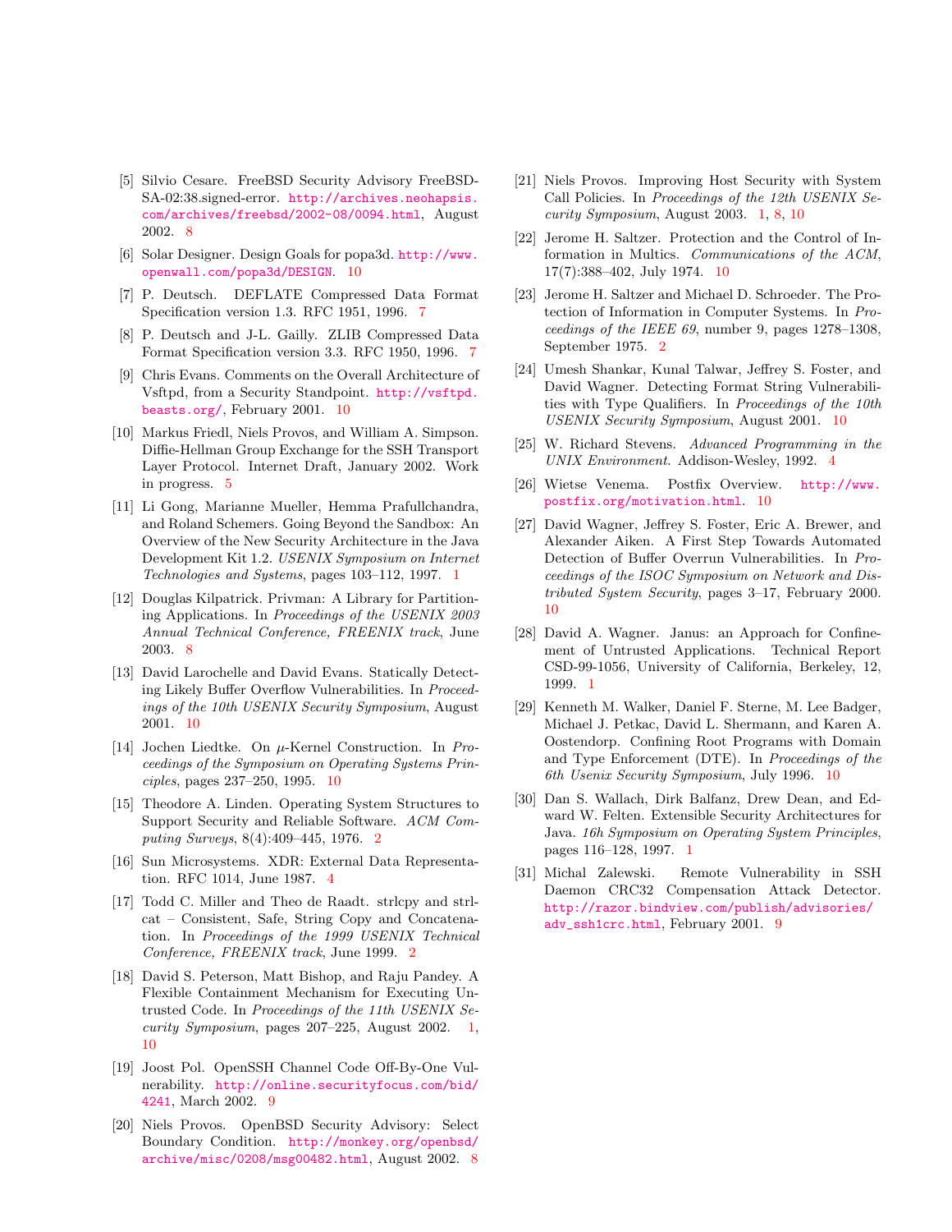[5] Silvio Cesare. FreeBSD Security Advisory FreeBSD-SA-02:38.signed-error. http://archives.neohapsis.com/archives/freebsd/2002-08/0094.html, August 2002. 8

[6] Solar Designer. Design Goals for popa3d. http://www.openwall.com/popa3d/DESIGN. 10

[7] P. Deutsch. DEFLATE Compressed Data Format Specification version 1.3. RFC 1951, 1996. 7

[8] P. Deutsch and J-L. Gailly. ZLIB Compressed Data Format Specification version 3.3. RFC 1950, 1996. 7

[9] Chris Evans. Comments on the Overall Architecture of Vsftpd, from a Security Standpoint. http://vsftpd.beasts.org/, February 2001. 10

[10] Markus Friedl, Niels Provos, and William A. Simpson. Diffie-Hellman Group Exchange for the SSH Transport Layer Protocol. Internet Draft, January 2002. Work in progress. 5

[11] Li Gong, Marianne Mueller, Hemma Prafullchandra, and Roland Schemers. Going Beyond the Sandbox: An Overview of the New Security Architecture in the Java Development Kit 1.2. *USENIX Symposium on Internet Technologies and Systems*, pages 103–112, 1997. 1

[12] Douglas Kilpatrick. Privman: A Library for Partitioning Applications. In *Proceedings of the USENIX 2003 Annual Technical Conference, FREENIX track*, June 2003. 8

[13] David Larochelle and David Evans. Statically Detecting Likely Buffer Overflow Vulnerabilities. In *Proceedings of the 10th USENIX Security Symposium*, August 2001. 10

[14] Jochen Liedtke. On $\mu$-Kernel Construction. In *Proceedings of the Symposium on Operating Systems Principles*, pages 237–250, 1995. 10

[15] Theodore A. Linden. Operating System Structures to Support Security and Reliable Software. *ACM Computing Surveys*, 8(4):409–445, 1976. 2

[16] Sun Microsystems. XDR: External Data Representation. RFC 1014, June 1987. 4

[17] Todd C. Miller and Theo de Raadt. strlcpy and strlcat – Consistent, Safe, String Copy and Concatenation. In *Proceedings of the 1999 USENIX Technical Conference, FREENIX track*, June 1999. 2

[18] David S. Peterson, Matt Bishop, and Raju Pandey. A Flexible Containment Mechanism for Executing Untrusted Code. In *Proceedings of the 11th USENIX Security Symposium*, pages 207–225, August 2002. 1, 10

[19] Joost Pol. OpenSSH Channel Code Off-By-One Vulnerability. http://online.securityfocus.com/bid/4241, March 2002. 9

[20] Niels Provos. OpenBSD Security Advisory: Select Boundary Condition. http://monkey.org/openbsd/archive/misc/0208/msg00482.html, August 2002. 8

[21] Niels Provos. Improving Host Security with System Call Policies. In *Proceedings of the 12th USENIX Security Symposium*, August 2003. 1, 8, 10

[22] Jerome H. Saltzer. Protection and the Control of Information in Multics. *Communications of the ACM*, 17(7):388–402, July 1974. 10

[23] Jerome H. Saltzer and Michael D. Schroeder. The Protection of Information in Computer Systems. In *Proceedings of the IEEE 69*, number 9, pages 1278–1308, September 1975. 2

[24] Umesh Shankar, Kunal Talwar, Jeffrey S. Foster, and David Wagner. Detecting Format String Vulnerabilities with Type Qualifiers. In *Proceedings of the 10th USENIX Security Symposium*, August 2001. 10

[25] W. Richard Stevens. *Advanced Programming in the UNIX Environment*. Addison-Wesley, 1992. 4

[26] Wietse Venema. Postfix Overview. http://www.postfix.org/motivation.html. 10

[27] David Wagner, Jeffrey S. Foster, Eric A. Brewer, and Alexander Aiken. A First Step Towards Automated Detection of Buffer Overrun Vulnerabilities. In *Proceedings of the ISOC Symposium on Network and Distributed System Security*, pages 3–17, February 2000. 10

[28] David A. Wagner. Janus: an Approach for Confinement of Untrusted Applications. Technical Report CSD-99-1056, University of California, Berkeley, 12, 1999. 1

[29] Kenneth M. Walker, Daniel F. Sterne, M. Lee Badger, Michael J. Petkac, David L. Shermann, and Karen A. Oostendorp. Confining Root Programs with Domain and Type Enforcement (DTE). In *Proceedings of the 6th Usenix Security Symposium*, July 1996. 10

[30] Dan S. Wallach, Dirk Balfanz, Drew Dean, and Edward W. Felten. Extensible Security Architectures for Java. *16h Symposium on Operating System Principles*, pages 116–128, 1997. 1

[31] Michal Zalewski. Remote Vulnerability in SSH Daemon CRC32 Compensation Attack Detector. http://razor.bindview.com/publish/advisories/adv_ssh1crc.html, February 2001. 9